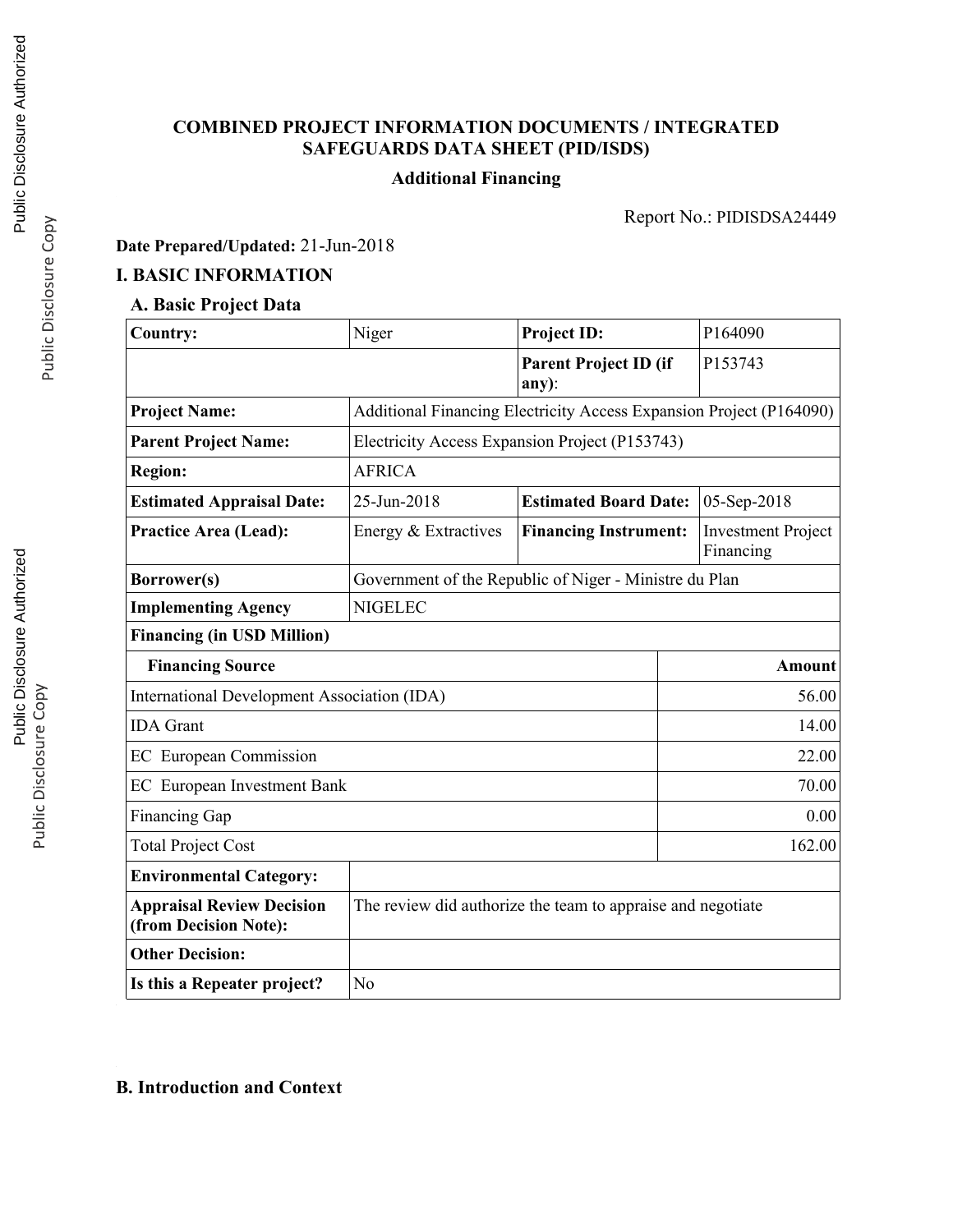# COMBINED PROJECT INFORMATION DOCUMENTS / INTEGRATED SAFEGUARDS DATA SHEET (PID/ISDS)

**Additional Financing**

Report No.: PIDISDSA24449

**Date Prepared/Updated:** 21-Jun-2018

## I. BASIC INFORMATION

### A. Basic Project Data

| **Country:** | Niger | **Project ID:** | P164090 |
|---|---|---|---|
| | | **Parent Project ID (if any)**: | P153743 |
| **Project Name:** | Additional Financing Electricity Access Expansion Project (P164090) | | |
| **Parent Project Name:** | Electricity Access Expansion Project (P153743) | | |
| **Region:** | AFRICA | | |
| **Estimated Appraisal Date:** | 25-Jun-2018 | **Estimated Board Date:** | 05-Sep-2018 |
| **Practice Area (Lead):** | Energy & Extractives | **Financing Instrument:** | Investment Project Financing |
| **Borrower(s)** | Government of the Republic of Niger - Ministre du Plan | | |
| **Implementing Agency** | NIGELEC | | |

**Financing (in USD Million)**

| **Financing Source** | **Amount** |
|---|---|
| International Development Association (IDA) | 56.00 |
| IDA Grant | 14.00 |
| EC European Commission | 22.00 |
| EC European Investment Bank | 70.00 |
| Financing Gap | 0.00 |
| Total Project Cost | 162.00 |

| | |
|---|---|
| **Environmental Category:** | |
| **Appraisal Review Decision (from Decision Note):** | The review did authorize the team to appraise and negotiate |
| **Other Decision:** | |
| **Is this a Repeater project?** | No |

### B. Introduction and Context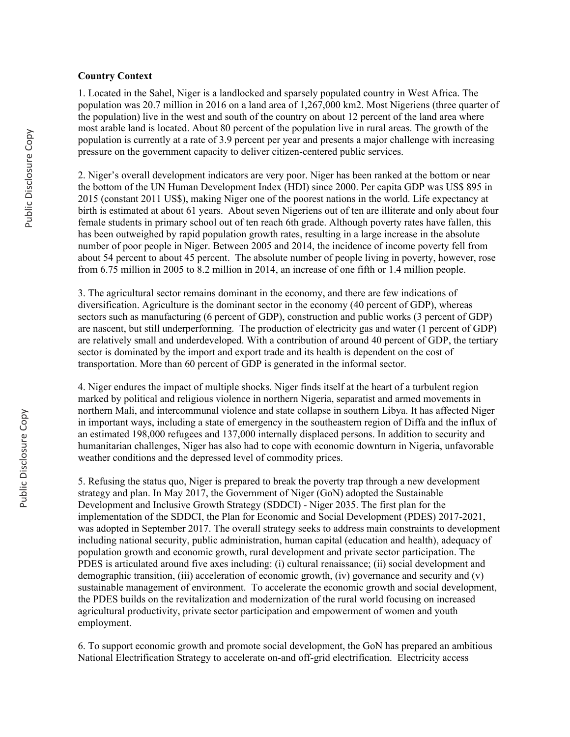**Country Context**

1. Located in the Sahel, Niger is a landlocked and sparsely populated country in West Africa. The population was 20.7 million in 2016 on a land area of 1,267,000 km2. Most Nigeriens (three quarter of the population) live in the west and south of the country on about 12 percent of the land area where most arable land is located. About 80 percent of the population live in rural areas. The growth of the population is currently at a rate of 3.9 percent per year and presents a major challenge with increasing pressure on the government capacity to deliver citizen-centered public services.

2. Niger's overall development indicators are very poor. Niger has been ranked at the bottom or near the bottom of the UN Human Development Index (HDI) since 2000. Per capita GDP was US$ 895 in 2015 (constant 2011 US$), making Niger one of the poorest nations in the world. Life expectancy at birth is estimated at about 61 years. About seven Nigeriens out of ten are illiterate and only about four female students in primary school out of ten reach 6th grade. Although poverty rates have fallen, this has been outweighed by rapid population growth rates, resulting in a large increase in the absolute number of poor people in Niger. Between 2005 and 2014, the incidence of income poverty fell from about 54 percent to about 45 percent. The absolute number of people living in poverty, however, rose from 6.75 million in 2005 to 8.2 million in 2014, an increase of one fifth or 1.4 million people.

3. The agricultural sector remains dominant in the economy, and there are few indications of diversification. Agriculture is the dominant sector in the economy (40 percent of GDP), whereas sectors such as manufacturing (6 percent of GDP), construction and public works (3 percent of GDP) are nascent, but still underperforming. The production of electricity gas and water (1 percent of GDP) are relatively small and underdeveloped. With a contribution of around 40 percent of GDP, the tertiary sector is dominated by the import and export trade and its health is dependent on the cost of transportation. More than 60 percent of GDP is generated in the informal sector.

4. Niger endures the impact of multiple shocks. Niger finds itself at the heart of a turbulent region marked by political and religious violence in northern Nigeria, separatist and armed movements in northern Mali, and intercommunal violence and state collapse in southern Libya. It has affected Niger in important ways, including a state of emergency in the southeastern region of Diffa and the influx of an estimated 198,000 refugees and 137,000 internally displaced persons. In addition to security and humanitarian challenges, Niger has also had to cope with economic downturn in Nigeria, unfavorable weather conditions and the depressed level of commodity prices.

5. Refusing the status quo, Niger is prepared to break the poverty trap through a new development strategy and plan. In May 2017, the Government of Niger (GoN) adopted the Sustainable Development and Inclusive Growth Strategy (SDDCI) - Niger 2035. The first plan for the implementation of the SDDCI, the Plan for Economic and Social Development (PDES) 2017-2021, was adopted in September 2017. The overall strategy seeks to address main constraints to development including national security, public administration, human capital (education and health), adequacy of population growth and economic growth, rural development and private sector participation. The PDES is articulated around five axes including: (i) cultural renaissance; (ii) social development and demographic transition, (iii) acceleration of economic growth, (iv) governance and security and (v) sustainable management of environment. To accelerate the economic growth and social development, the PDES builds on the revitalization and modernization of the rural world focusing on increased agricultural productivity, private sector participation and empowerment of women and youth employment.

6. To support economic growth and promote social development, the GoN has prepared an ambitious National Electrification Strategy to accelerate on-and off-grid electrification. Electricity access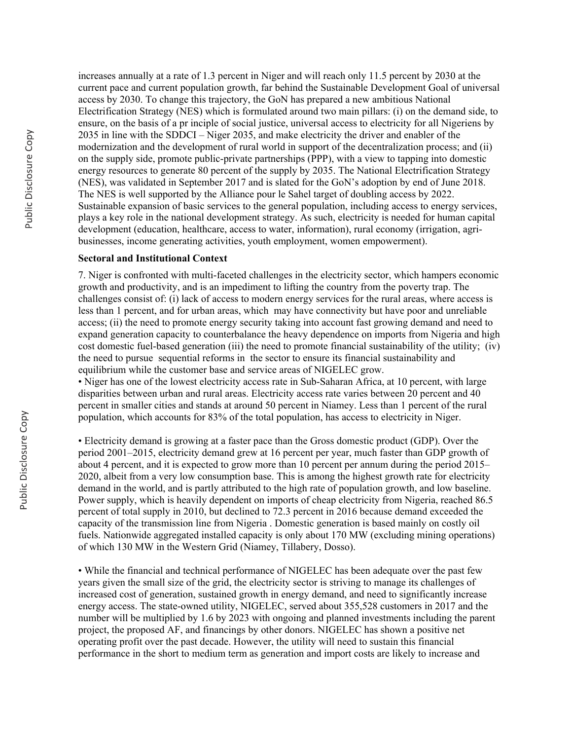increases annually at a rate of 1.3 percent in Niger and will reach only 11.5 percent by 2030 at the current pace and current population growth, far behind the Sustainable Development Goal of universal access by 2030. To change this trajectory, the GoN has prepared a new ambitious National Electrification Strategy (NES) which is formulated around two main pillars: (i) on the demand side, to ensure, on the basis of a pr inciple of social justice, universal access to electricity for all Nigeriens by 2035 in line with the SDDCI – Niger 2035, and make electricity the driver and enabler of the modernization and the development of rural world in support of the decentralization process; and (ii) on the supply side, promote public-private partnerships (PPP), with a view to tapping into domestic energy resources to generate 80 percent of the supply by 2035. The National Electrification Strategy (NES), was validated in September 2017 and is slated for the GoN's adoption by end of June 2018. The NES is well supported by the Alliance pour le Sahel target of doubling access by 2022. Sustainable expansion of basic services to the general population, including access to energy services, plays a key role in the national development strategy. As such, electricity is needed for human capital development (education, healthcare, access to water, information), rural economy (irrigation, agri-businesses, income generating activities, youth employment, women empowerment).

**Sectoral and Institutional Context**

7. Niger is confronted with multi-faceted challenges in the electricity sector, which hampers economic growth and productivity, and is an impediment to lifting the country from the poverty trap. The challenges consist of: (i) lack of access to modern energy services for the rural areas, where access is less than 1 percent, and for urban areas, which may have connectivity but have poor and unreliable access; (ii) the need to promote energy security taking into account fast growing demand and need to expand generation capacity to counterbalance the heavy dependence on imports from Nigeria and high cost domestic fuel-based generation (iii) the need to promote financial sustainability of the utility; (iv) the need to pursue sequential reforms in the sector to ensure its financial sustainability and equilibrium while the customer base and service areas of NIGELEC grow.

- Niger has one of the lowest electricity access rate in Sub-Saharan Africa, at 10 percent, with large disparities between urban and rural areas. Electricity access rate varies between 20 percent and 40 percent in smaller cities and stands at around 50 percent in Niamey. Less than 1 percent of the rural population, which accounts for 83% of the total population, has access to electricity in Niger.

- Electricity demand is growing at a faster pace than the Gross domestic product (GDP). Over the period 2001–2015, electricity demand grew at 16 percent per year, much faster than GDP growth of about 4 percent, and it is expected to grow more than 10 percent per annum during the period 2015–2020, albeit from a very low consumption base. This is among the highest growth rate for electricity demand in the world, and is partly attributed to the high rate of population growth, and low baseline. Power supply, which is heavily dependent on imports of cheap electricity from Nigeria, reached 86.5 percent of total supply in 2010, but declined to 72.3 percent in 2016 because demand exceeded the capacity of the transmission line from Nigeria . Domestic generation is based mainly on costly oil fuels. Nationwide aggregated installed capacity is only about 170 MW (excluding mining operations) of which 130 MW in the Western Grid (Niamey, Tillabery, Dosso).

- While the financial and technical performance of NIGELEC has been adequate over the past few years given the small size of the grid, the electricity sector is striving to manage its challenges of increased cost of generation, sustained growth in energy demand, and need to significantly increase energy access. The state-owned utility, NIGELEC, served about 355,528 customers in 2017 and the number will be multiplied by 1.6 by 2023 with ongoing and planned investments including the parent project, the proposed AF, and financings by other donors. NIGELEC has shown a positive net operating profit over the past decade. However, the utility will need to sustain this financial performance in the short to medium term as generation and import costs are likely to increase and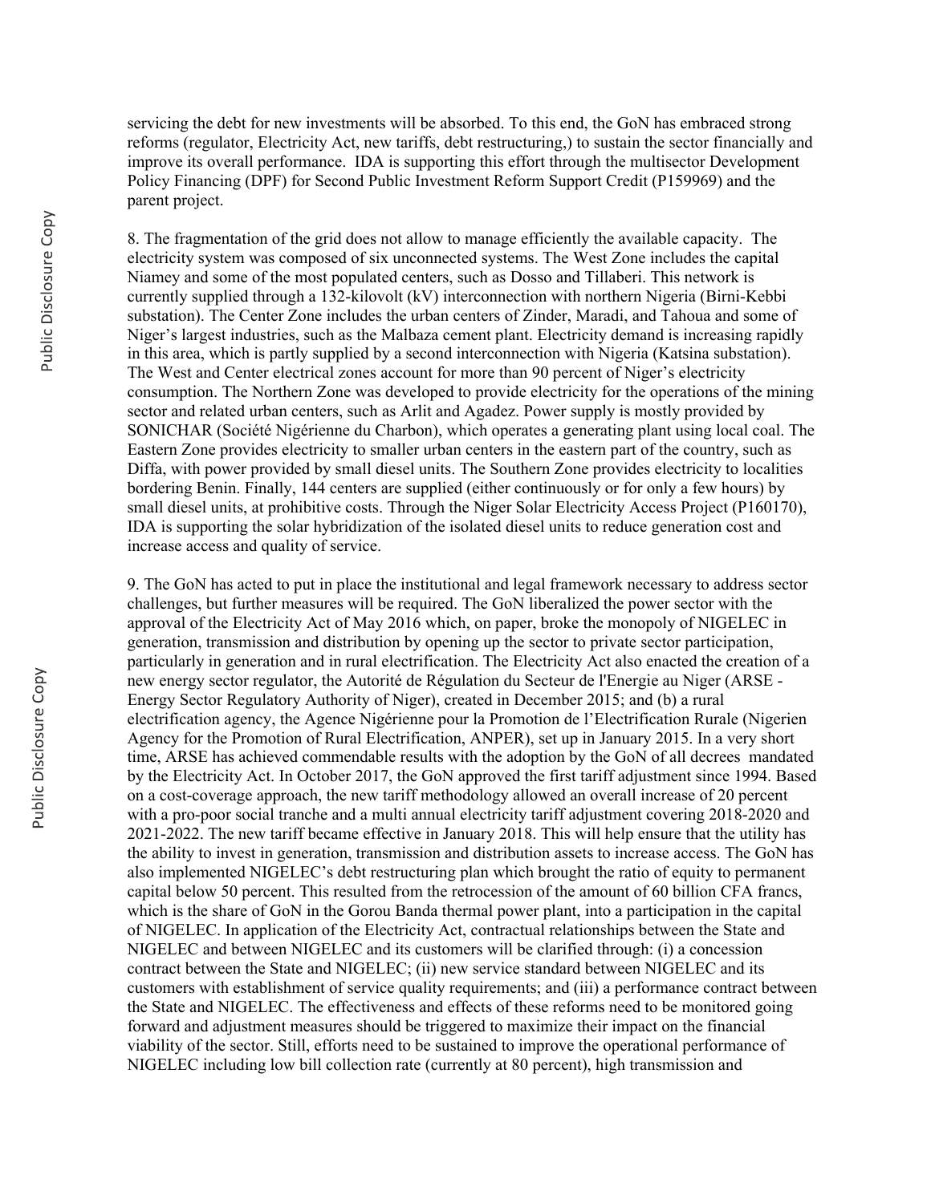servicing the debt for new investments will be absorbed. To this end, the GoN has embraced strong reforms (regulator, Electricity Act, new tariffs, debt restructuring,) to sustain the sector financially and improve its overall performance. IDA is supporting this effort through the multisector Development Policy Financing (DPF) for Second Public Investment Reform Support Credit (P159969) and the parent project.

8. The fragmentation of the grid does not allow to manage efficiently the available capacity. The electricity system was composed of six unconnected systems. The West Zone includes the capital Niamey and some of the most populated centers, such as Dosso and Tillaberi. This network is currently supplied through a 132-kilovolt (kV) interconnection with northern Nigeria (Birni-Kebbi substation). The Center Zone includes the urban centers of Zinder, Maradi, and Tahoua and some of Niger's largest industries, such as the Malbaza cement plant. Electricity demand is increasing rapidly in this area, which is partly supplied by a second interconnection with Nigeria (Katsina substation). The West and Center electrical zones account for more than 90 percent of Niger's electricity consumption. The Northern Zone was developed to provide electricity for the operations of the mining sector and related urban centers, such as Arlit and Agadez. Power supply is mostly provided by SONICHAR (Société Nigérienne du Charbon), which operates a generating plant using local coal. The Eastern Zone provides electricity to smaller urban centers in the eastern part of the country, such as Diffa, with power provided by small diesel units. The Southern Zone provides electricity to localities bordering Benin. Finally, 144 centers are supplied (either continuously or for only a few hours) by small diesel units, at prohibitive costs. Through the Niger Solar Electricity Access Project (P160170), IDA is supporting the solar hybridization of the isolated diesel units to reduce generation cost and increase access and quality of service.

9. The GoN has acted to put in place the institutional and legal framework necessary to address sector challenges, but further measures will be required. The GoN liberalized the power sector with the approval of the Electricity Act of May 2016 which, on paper, broke the monopoly of NIGELEC in generation, transmission and distribution by opening up the sector to private sector participation, particularly in generation and in rural electrification. The Electricity Act also enacted the creation of a new energy sector regulator, the Autorité de Régulation du Secteur de l'Energie au Niger (ARSE - Energy Sector Regulatory Authority of Niger), created in December 2015; and (b) a rural electrification agency, the Agence Nigérienne pour la Promotion de l'Electrification Rurale (Nigerien Agency for the Promotion of Rural Electrification, ANPER), set up in January 2015. In a very short time, ARSE has achieved commendable results with the adoption by the GoN of all decrees mandated by the Electricity Act. In October 2017, the GoN approved the first tariff adjustment since 1994. Based on a cost-coverage approach, the new tariff methodology allowed an overall increase of 20 percent with a pro-poor social tranche and a multi annual electricity tariff adjustment covering 2018-2020 and 2021-2022. The new tariff became effective in January 2018. This will help ensure that the utility has the ability to invest in generation, transmission and distribution assets to increase access. The GoN has also implemented NIGELEC's debt restructuring plan which brought the ratio of equity to permanent capital below 50 percent. This resulted from the retrocession of the amount of 60 billion CFA francs, which is the share of GoN in the Gorou Banda thermal power plant, into a participation in the capital of NIGELEC. In application of the Electricity Act, contractual relationships between the State and NIGELEC and between NIGELEC and its customers will be clarified through: (i) a concession contract between the State and NIGELEC; (ii) new service standard between NIGELEC and its customers with establishment of service quality requirements; and (iii) a performance contract between the State and NIGELEC. The effectiveness and effects of these reforms need to be monitored going forward and adjustment measures should be triggered to maximize their impact on the financial viability of the sector. Still, efforts need to be sustained to improve the operational performance of NIGELEC including low bill collection rate (currently at 80 percent), high transmission and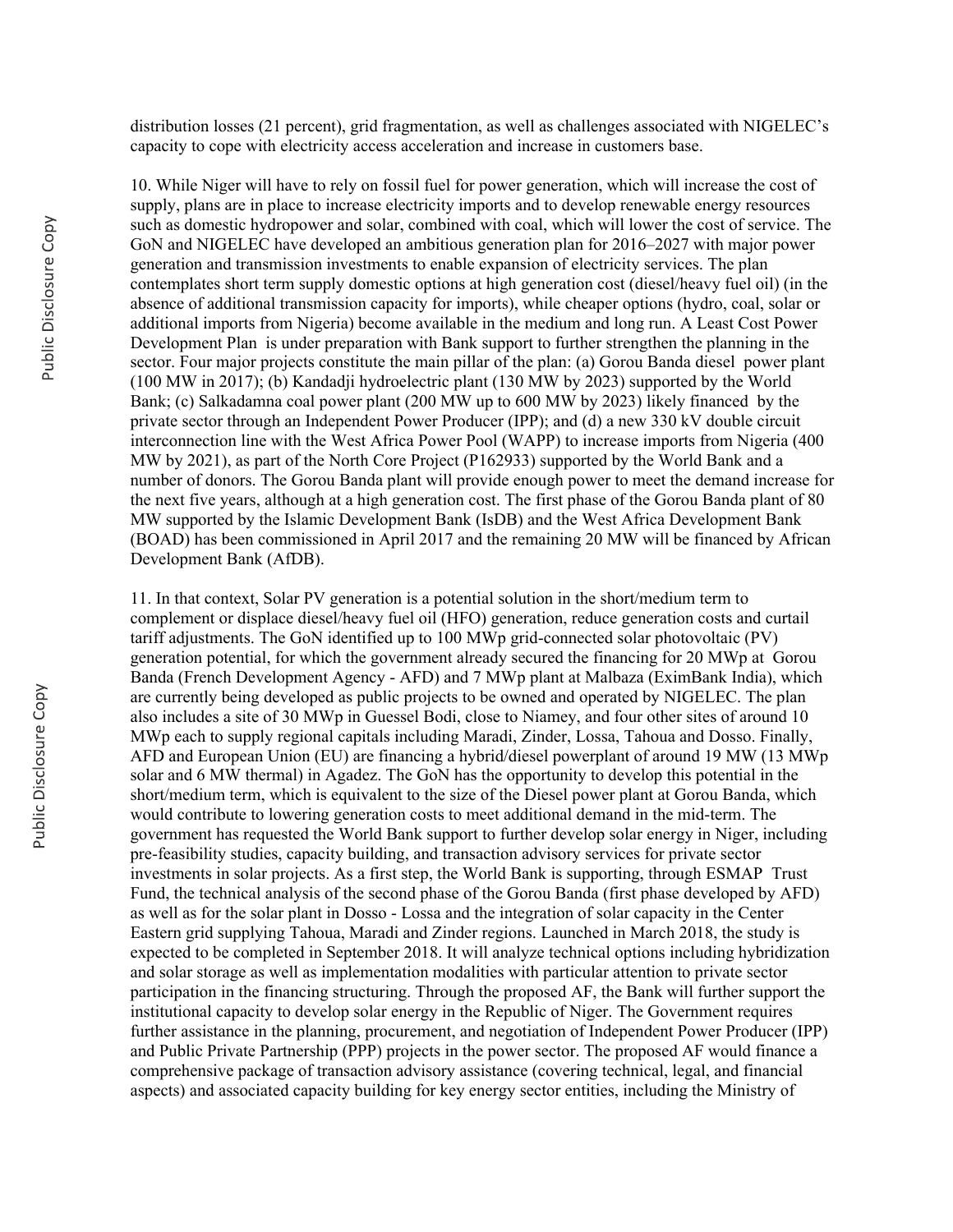distribution losses (21 percent), grid fragmentation, as well as challenges associated with NIGELEC's capacity to cope with electricity access acceleration and increase in customers base.

10. While Niger will have to rely on fossil fuel for power generation, which will increase the cost of supply, plans are in place to increase electricity imports and to develop renewable energy resources such as domestic hydropower and solar, combined with coal, which will lower the cost of service. The GoN and NIGELEC have developed an ambitious generation plan for 2016–2027 with major power generation and transmission investments to enable expansion of electricity services. The plan contemplates short term supply domestic options at high generation cost (diesel/heavy fuel oil) (in the absence of additional transmission capacity for imports), while cheaper options (hydro, coal, solar or additional imports from Nigeria) become available in the medium and long run. A Least Cost Power Development Plan is under preparation with Bank support to further strengthen the planning in the sector. Four major projects constitute the main pillar of the plan: (a) Gorou Banda diesel power plant (100 MW in 2017); (b) Kandadji hydroelectric plant (130 MW by 2023) supported by the World Bank; (c) Salkadamna coal power plant (200 MW up to 600 MW by 2023) likely financed by the private sector through an Independent Power Producer (IPP); and (d) a new 330 kV double circuit interconnection line with the West Africa Power Pool (WAPP) to increase imports from Nigeria (400 MW by 2021), as part of the North Core Project (P162933) supported by the World Bank and a number of donors. The Gorou Banda plant will provide enough power to meet the demand increase for the next five years, although at a high generation cost. The first phase of the Gorou Banda plant of 80 MW supported by the Islamic Development Bank (IsDB) and the West Africa Development Bank (BOAD) has been commissioned in April 2017 and the remaining 20 MW will be financed by African Development Bank (AfDB).

11. In that context, Solar PV generation is a potential solution in the short/medium term to complement or displace diesel/heavy fuel oil (HFO) generation, reduce generation costs and curtail tariff adjustments. The GoN identified up to 100 MWp grid-connected solar photovoltaic (PV) generation potential, for which the government already secured the financing for 20 MWp at Gorou Banda (French Development Agency - AFD) and 7 MWp plant at Malbaza (EximBank India), which are currently being developed as public projects to be owned and operated by NIGELEC. The plan also includes a site of 30 MWp in Guessel Bodi, close to Niamey, and four other sites of around 10 MWp each to supply regional capitals including Maradi, Zinder, Lossa, Tahoua and Dosso. Finally, AFD and European Union (EU) are financing a hybrid/diesel powerplant of around 19 MW (13 MWp solar and 6 MW thermal) in Agadez. The GoN has the opportunity to develop this potential in the short/medium term, which is equivalent to the size of the Diesel power plant at Gorou Banda, which would contribute to lowering generation costs to meet additional demand in the mid-term. The government has requested the World Bank support to further develop solar energy in Niger, including pre-feasibility studies, capacity building, and transaction advisory services for private sector investments in solar projects. As a first step, the World Bank is supporting, through ESMAP Trust Fund, the technical analysis of the second phase of the Gorou Banda (first phase developed by AFD) as well as for the solar plant in Dosso - Lossa and the integration of solar capacity in the Center Eastern grid supplying Tahoua, Maradi and Zinder regions. Launched in March 2018, the study is expected to be completed in September 2018. It will analyze technical options including hybridization and solar storage as well as implementation modalities with particular attention to private sector participation in the financing structuring. Through the proposed AF, the Bank will further support the institutional capacity to develop solar energy in the Republic of Niger. The Government requires further assistance in the planning, procurement, and negotiation of Independent Power Producer (IPP) and Public Private Partnership (PPP) projects in the power sector. The proposed AF would finance a comprehensive package of transaction advisory assistance (covering technical, legal, and financial aspects) and associated capacity building for key energy sector entities, including the Ministry of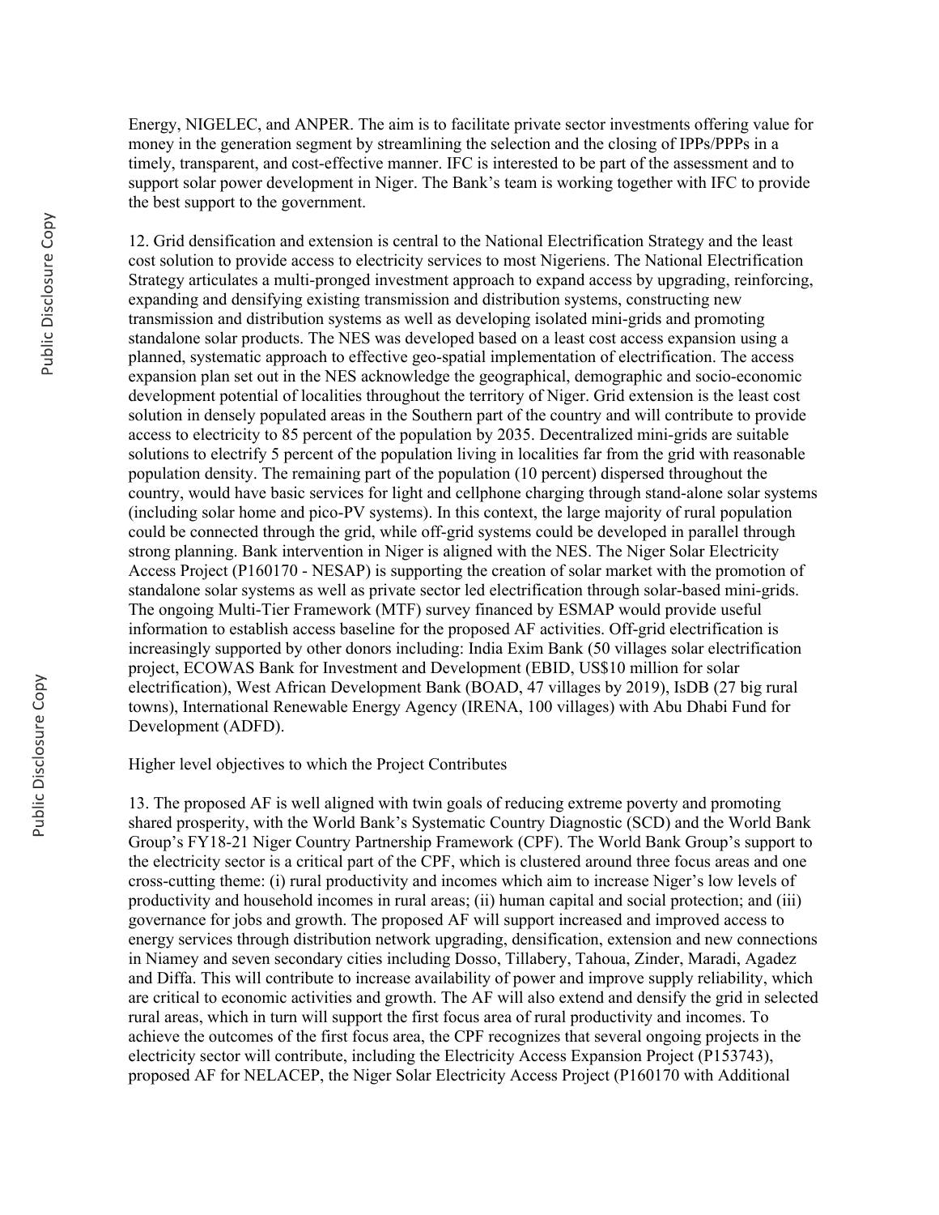Energy, NIGELEC, and ANPER. The aim is to facilitate private sector investments offering value for money in the generation segment by streamlining the selection and the closing of IPPs/PPPs in a timely, transparent, and cost-effective manner. IFC is interested to be part of the assessment and to support solar power development in Niger. The Bank's team is working together with IFC to provide the best support to the government.

12. Grid densification and extension is central to the National Electrification Strategy and the least cost solution to provide access to electricity services to most Nigeriens. The National Electrification Strategy articulates a multi-pronged investment approach to expand access by upgrading, reinforcing, expanding and densifying existing transmission and distribution systems, constructing new transmission and distribution systems as well as developing isolated mini-grids and promoting standalone solar products. The NES was developed based on a least cost access expansion using a planned, systematic approach to effective geo-spatial implementation of electrification. The access expansion plan set out in the NES acknowledge the geographical, demographic and socio-economic development potential of localities throughout the territory of Niger. Grid extension is the least cost solution in densely populated areas in the Southern part of the country and will contribute to provide access to electricity to 85 percent of the population by 2035. Decentralized mini-grids are suitable solutions to electrify 5 percent of the population living in localities far from the grid with reasonable population density. The remaining part of the population (10 percent) dispersed throughout the country, would have basic services for light and cellphone charging through stand-alone solar systems (including solar home and pico-PV systems). In this context, the large majority of rural population could be connected through the grid, while off-grid systems could be developed in parallel through strong planning. Bank intervention in Niger is aligned with the NES. The Niger Solar Electricity Access Project (P160170 - NESAP) is supporting the creation of solar market with the promotion of standalone solar systems as well as private sector led electrification through solar-based mini-grids. The ongoing Multi-Tier Framework (MTF) survey financed by ESMAP would provide useful information to establish access baseline for the proposed AF activities. Off-grid electrification is increasingly supported by other donors including: India Exim Bank (50 villages solar electrification project, ECOWAS Bank for Investment and Development (EBID, US$10 million for solar electrification), West African Development Bank (BOAD, 47 villages by 2019), IsDB (27 big rural towns), International Renewable Energy Agency (IRENA, 100 villages) with Abu Dhabi Fund for Development (ADFD).

Higher level objectives to which the Project Contributes

13. The proposed AF is well aligned with twin goals of reducing extreme poverty and promoting shared prosperity, with the World Bank's Systematic Country Diagnostic (SCD) and the World Bank Group's FY18-21 Niger Country Partnership Framework (CPF). The World Bank Group's support to the electricity sector is a critical part of the CPF, which is clustered around three focus areas and one cross-cutting theme: (i) rural productivity and incomes which aim to increase Niger's low levels of productivity and household incomes in rural areas; (ii) human capital and social protection; and (iii) governance for jobs and growth. The proposed AF will support increased and improved access to energy services through distribution network upgrading, densification, extension and new connections in Niamey and seven secondary cities including Dosso, Tillabery, Tahoua, Zinder, Maradi, Agadez and Diffa. This will contribute to increase availability of power and improve supply reliability, which are critical to economic activities and growth. The AF will also extend and densify the grid in selected rural areas, which in turn will support the first focus area of rural productivity and incomes. To achieve the outcomes of the first focus area, the CPF recognizes that several ongoing projects in the electricity sector will contribute, including the Electricity Access Expansion Project (P153743), proposed AF for NELACEP, the Niger Solar Electricity Access Project (P160170 with Additional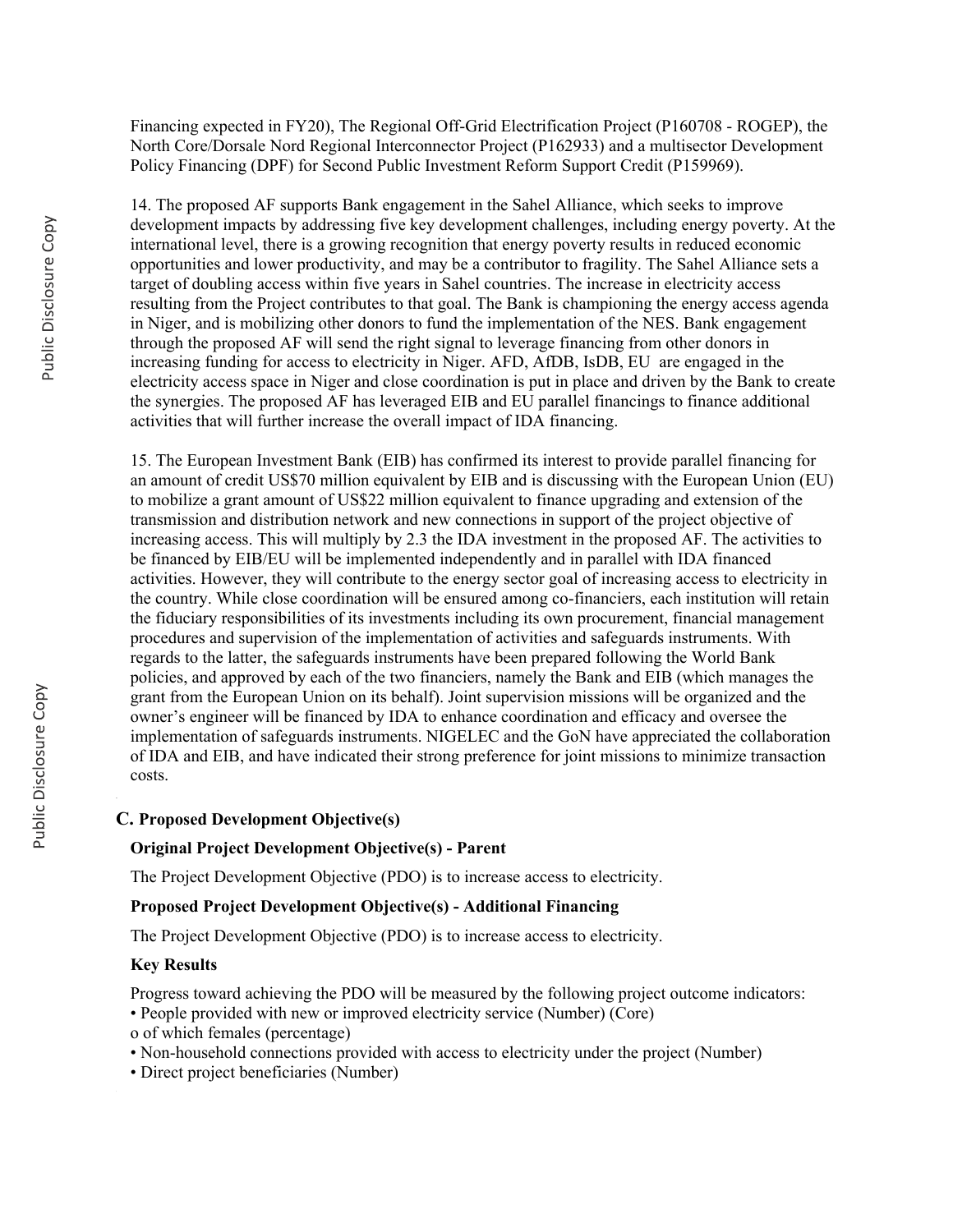Financing expected in FY20), The Regional Off-Grid Electrification Project (P160708 - ROGEP), the North Core/Dorsale Nord Regional Interconnector Project (P162933) and a multisector Development Policy Financing (DPF) for Second Public Investment Reform Support Credit (P159969).

14. The proposed AF supports Bank engagement in the Sahel Alliance, which seeks to improve development impacts by addressing five key development challenges, including energy poverty. At the international level, there is a growing recognition that energy poverty results in reduced economic opportunities and lower productivity, and may be a contributor to fragility. The Sahel Alliance sets a target of doubling access within five years in Sahel countries. The increase in electricity access resulting from the Project contributes to that goal. The Bank is championing the energy access agenda in Niger, and is mobilizing other donors to fund the implementation of the NES. Bank engagement through the proposed AF will send the right signal to leverage financing from other donors in increasing funding for access to electricity in Niger. AFD, AfDB, IsDB, EU are engaged in the electricity access space in Niger and close coordination is put in place and driven by the Bank to create the synergies. The proposed AF has leveraged EIB and EU parallel financings to finance additional activities that will further increase the overall impact of IDA financing.

15. The European Investment Bank (EIB) has confirmed its interest to provide parallel financing for an amount of credit US$70 million equivalent by EIB and is discussing with the European Union (EU) to mobilize a grant amount of US$22 million equivalent to finance upgrading and extension of the transmission and distribution network and new connections in support of the project objective of increasing access. This will multiply by 2.3 the IDA investment in the proposed AF. The activities to be financed by EIB/EU will be implemented independently and in parallel with IDA financed activities. However, they will contribute to the energy sector goal of increasing access to electricity in the country. While close coordination will be ensured among co-financiers, each institution will retain the fiduciary responsibilities of its investments including its own procurement, financial management procedures and supervision of the implementation of activities and safeguards instruments. With regards to the latter, the safeguards instruments have been prepared following the World Bank policies, and approved by each of the two financiers, namely the Bank and EIB (which manages the grant from the European Union on its behalf). Joint supervision missions will be organized and the owner's engineer will be financed by IDA to enhance coordination and efficacy and oversee the implementation of safeguards instruments. NIGELEC and the GoN have appreciated the collaboration of IDA and EIB, and have indicated their strong preference for joint missions to minimize transaction costs.

## C. Proposed Development Objective(s)

### Original Project Development Objective(s) - Parent

The Project Development Objective (PDO) is to increase access to electricity.

### Proposed Project Development Objective(s) - Additional Financing

The Project Development Objective (PDO) is to increase access to electricity.

### Key Results

Progress toward achieving the PDO will be measured by the following project outcome indicators:

- People provided with new or improved electricity service (Number) (Core)
  - o of which females (percentage)
- Non-household connections provided with access to electricity under the project (Number)
- Direct project beneficiaries (Number)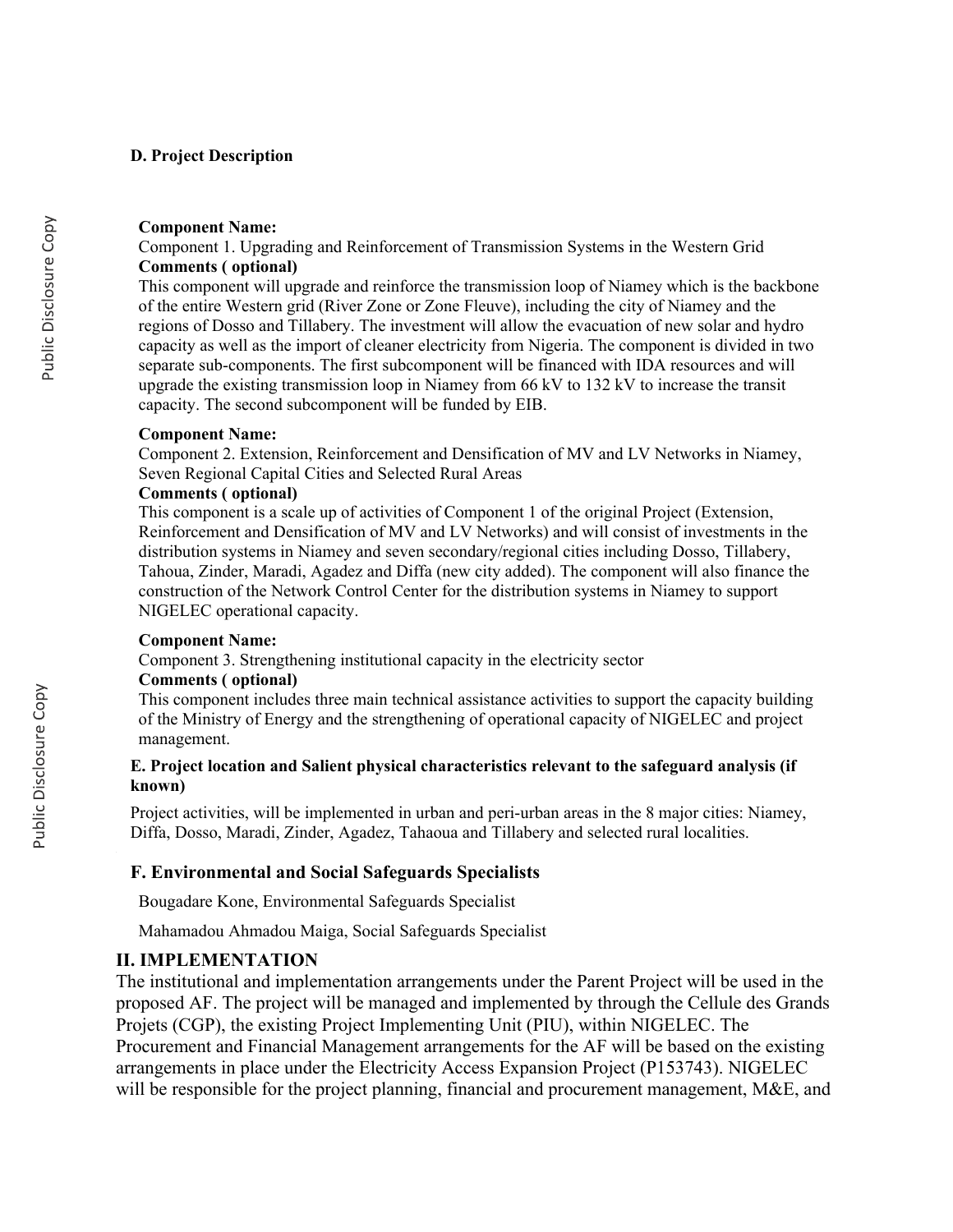#### D. Project Description

**Component Name:**

Component 1. Upgrading and Reinforcement of Transmission Systems in the Western Grid

**Comments ( optional)**

This component will upgrade and reinforce the transmission loop of Niamey which is the backbone of the entire Western grid (River Zone or Zone Fleuve), including the city of Niamey and the regions of Dosso and Tillabery. The investment will allow the evacuation of new solar and hydro capacity as well as the import of cleaner electricity from Nigeria. The component is divided in two separate sub-components. The first subcomponent will be financed with IDA resources and will upgrade the existing transmission loop in Niamey from 66 kV to 132 kV to increase the transit capacity. The second subcomponent will be funded by EIB.

**Component Name:**

Component 2. Extension, Reinforcement and Densification of MV and LV Networks in Niamey, Seven Regional Capital Cities and Selected Rural Areas

**Comments ( optional)**

This component is a scale up of activities of Component 1 of the original Project (Extension, Reinforcement and Densification of MV and LV Networks) and will consist of investments in the distribution systems in Niamey and seven secondary/regional cities including Dosso, Tillabery, Tahoua, Zinder, Maradi, Agadez and Diffa (new city added). The component will also finance the construction of the Network Control Center for the distribution systems in Niamey to support NIGELEC operational capacity.

**Component Name:**

Component 3. Strengthening institutional capacity in the electricity sector

**Comments ( optional)**

This component includes three main technical assistance activities to support the capacity building of the Ministry of Energy and the strengthening of operational capacity of NIGELEC and project management.

#### E. Project location and Salient physical characteristics relevant to the safeguard analysis (if known)

Project activities, will be implemented in urban and peri-urban areas in the 8 major cities: Niamey, Diffa, Dosso, Maradi, Zinder, Agadez, Tahaoua and Tillabery and selected rural localities.

### F. Environmental and Social Safeguards Specialists

Bougadare Kone, Environmental Safeguards Specialist

Mahamadou Ahmadou Maiga, Social Safeguards Specialist

## II. IMPLEMENTATION

The institutional and implementation arrangements under the Parent Project will be used in the proposed AF. The project will be managed and implemented by through the Cellule des Grands Projets (CGP), the existing Project Implementing Unit (PIU), within NIGELEC. The Procurement and Financial Management arrangements for the AF will be based on the existing arrangements in place under the Electricity Access Expansion Project (P153743). NIGELEC will be responsible for the project planning, financial and procurement management, M&E, and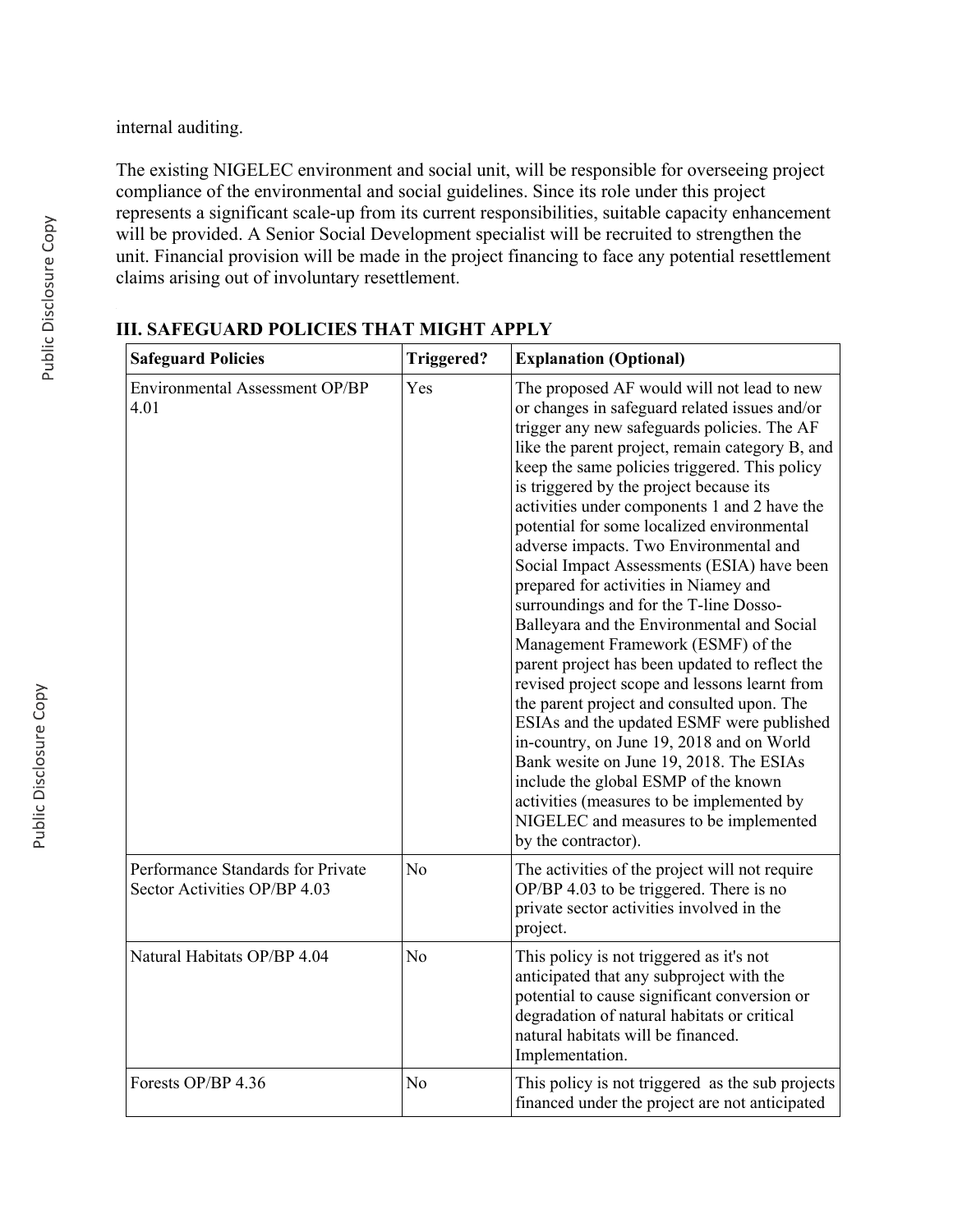internal auditing.

The existing NIGELEC environment and social unit, will be responsible for overseeing project compliance of the environmental and social guidelines. Since its role under this project represents a significant scale-up from its current responsibilities, suitable capacity enhancement will be provided. A Senior Social Development specialist will be recruited to strengthen the unit. Financial provision will be made in the project financing to face any potential resettlement claims arising out of involuntary resettlement.

## III. SAFEGUARD POLICIES THAT MIGHT APPLY

| Safeguard Policies | Triggered? | Explanation (Optional) |
|---|---|---|
| Environmental Assessment OP/BP 4.01 | Yes | The proposed AF would will not lead to new or changes in safeguard related issues and/or trigger any new safeguards policies. The AF like the parent project, remain category B, and keep the same policies triggered. This policy is triggered by the project because its activities under components 1 and 2 have the potential for some localized environmental adverse impacts. Two Environmental and Social Impact Assessments (ESIA) have been prepared for activities in Niamey and surroundings and for the T-line Dosso-Balleyara and the Environmental and Social Management Framework (ESMF) of the parent project has been updated to reflect the revised project scope and lessons learnt from the parent project and consulted upon. The ESIAs and the updated ESMF were published in-country, on June 19, 2018 and on World Bank wesite on June 19, 2018. The ESIAs include the global ESMP of the known activities (measures to be implemented by NIGELEC and measures to be implemented by the contractor). |
| Performance Standards for Private Sector Activities OP/BP 4.03 | No | The activities of the project will not require OP/BP 4.03 to be triggered. There is no private sector activities involved in the project. |
| Natural Habitats OP/BP 4.04 | No | This policy is not triggered as it's not anticipated that any subproject with the potential to cause significant conversion or degradation of natural habitats or critical natural habitats will be financed. Implementation. |
| Forests OP/BP 4.36 | No | This policy is not triggered as the sub projects financed under the project are not anticipated |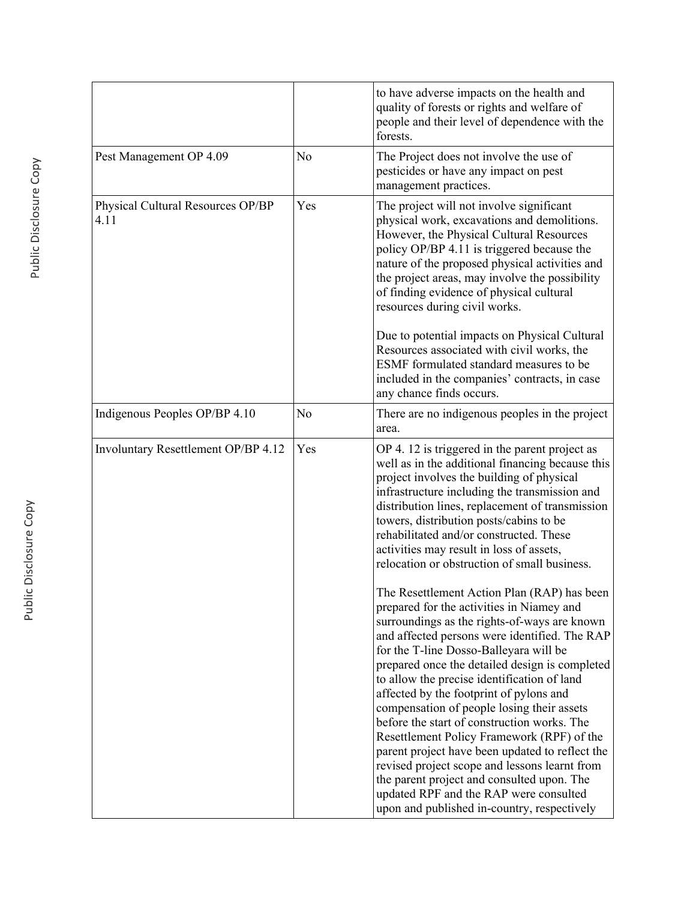| | | |
|---|---|---|
| | | to have adverse impacts on the health and quality of forests or rights and welfare of people and their level of dependence with the forests. |
| Pest Management OP 4.09 | No | The Project does not involve the use of pesticides or have any impact on pest management practices. |
| Physical Cultural Resources OP/BP 4.11 | Yes | The project will not involve significant physical work, excavations and demolitions. However, the Physical Cultural Resources policy OP/BP 4.11 is triggered because the nature of the proposed physical activities and the project areas, may involve the possibility of finding evidence of physical cultural resources during civil works.<br><br>Due to potential impacts on Physical Cultural Resources associated with civil works, the ESMF formulated standard measures to be included in the companies' contracts, in case any chance finds occurs. |
| Indigenous Peoples OP/BP 4.10 | No | There are no indigenous peoples in the project area. |
| Involuntary Resettlement OP/BP 4.12 | Yes | OP 4. 12 is triggered in the parent project as well as in the additional financing because this project involves the building of physical infrastructure including the transmission and distribution lines, replacement of transmission towers, distribution posts/cabins to be rehabilitated and/or constructed. These activities may result in loss of assets, relocation or obstruction of small business.<br><br>The Resettlement Action Plan (RAP) has been prepared for the activities in Niamey and surroundings as the rights-of-ways are known and affected persons were identified. The RAP for the T-line Dosso-Balleyara will be prepared once the detailed design is completed to allow the precise identification of land affected by the footprint of pylons and compensation of people losing their assets before the start of construction works. The Resettlement Policy Framework (RPF) of the parent project have been updated to reflect the revised project scope and lessons learnt from the parent project and consulted upon. The updated RPF and the RAP were consulted upon and published in-country, respectively |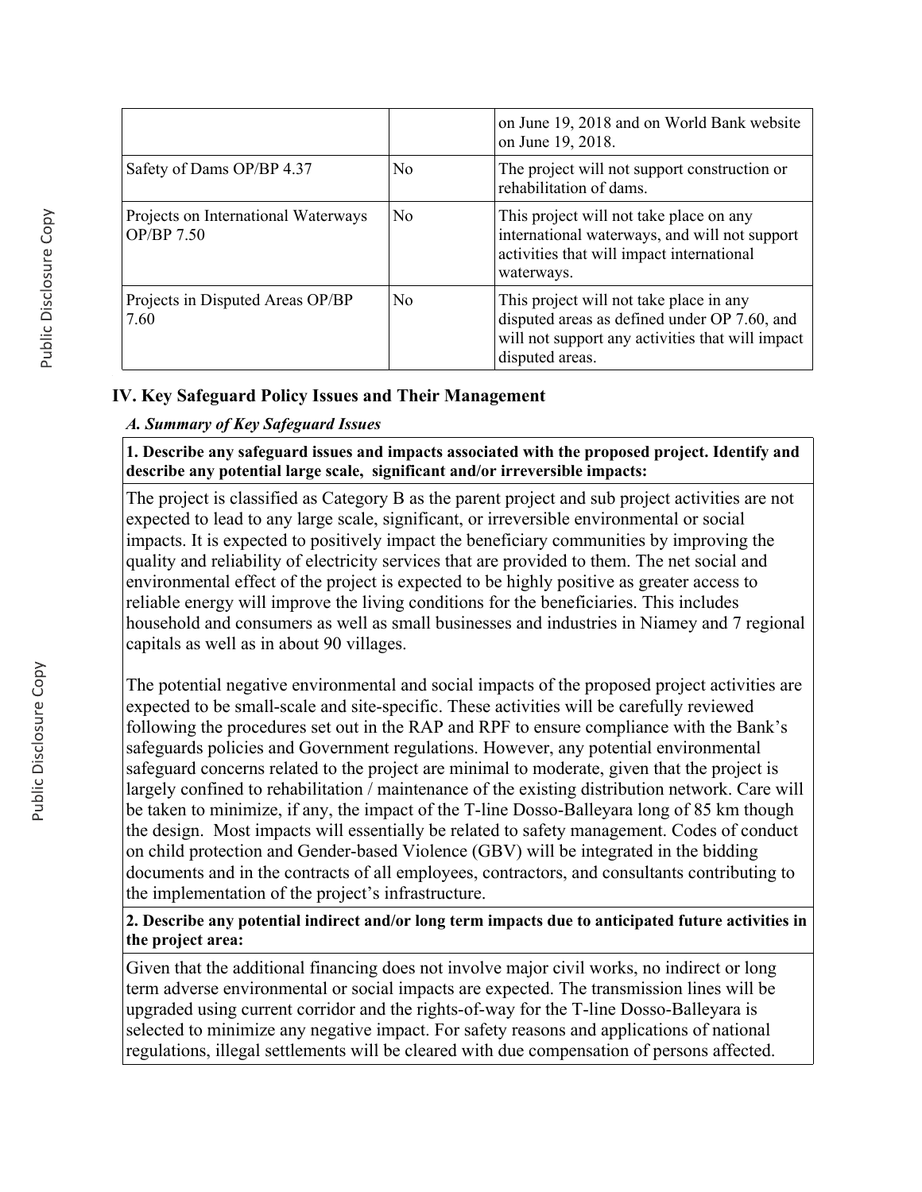| | | |
|---|---|---|
| | | on June 19, 2018 and on World Bank website on June 19, 2018. |
| Safety of Dams OP/BP 4.37 | No | The project will not support construction or rehabilitation of dams. |
| Projects on International Waterways OP/BP 7.50 | No | This project will not take place on any international waterways, and will not support activities that will impact international waterways. |
| Projects in Disputed Areas OP/BP 7.60 | No | This project will not take place in any disputed areas as defined under OP 7.60, and will not support any activities that will impact disputed areas. |

## IV. Key Safeguard Policy Issues and Their Management

### *A. Summary of Key Safeguard Issues*

**1. Describe any safeguard issues and impacts associated with the proposed project. Identify and describe any potential large scale, significant and/or irreversible impacts:**

The project is classified as Category B as the parent project and sub project activities are not expected to lead to any large scale, significant, or irreversible environmental or social impacts. It is expected to positively impact the beneficiary communities by improving the quality and reliability of electricity services that are provided to them. The net social and environmental effect of the project is expected to be highly positive as greater access to reliable energy will improve the living conditions for the beneficiaries. This includes household and consumers as well as small businesses and industries in Niamey and 7 regional capitals as well as in about 90 villages.

The potential negative environmental and social impacts of the proposed project activities are expected to be small-scale and site-specific. These activities will be carefully reviewed following the procedures set out in the RAP and RPF to ensure compliance with the Bank's safeguards policies and Government regulations. However, any potential environmental safeguard concerns related to the project are minimal to moderate, given that the project is largely confined to rehabilitation / maintenance of the existing distribution network. Care will be taken to minimize, if any, the impact of the T-line Dosso-Balleyara long of 85 km though the design. Most impacts will essentially be related to safety management. Codes of conduct on child protection and Gender-based Violence (GBV) will be integrated in the bidding documents and in the contracts of all employees, contractors, and consultants contributing to the implementation of the project's infrastructure.

**2. Describe any potential indirect and/or long term impacts due to anticipated future activities in the project area:**

Given that the additional financing does not involve major civil works, no indirect or long term adverse environmental or social impacts are expected. The transmission lines will be upgraded using current corridor and the rights-of-way for the T-line Dosso-Balleyara is selected to minimize any negative impact. For safety reasons and applications of national regulations, illegal settlements will be cleared with due compensation of persons affected.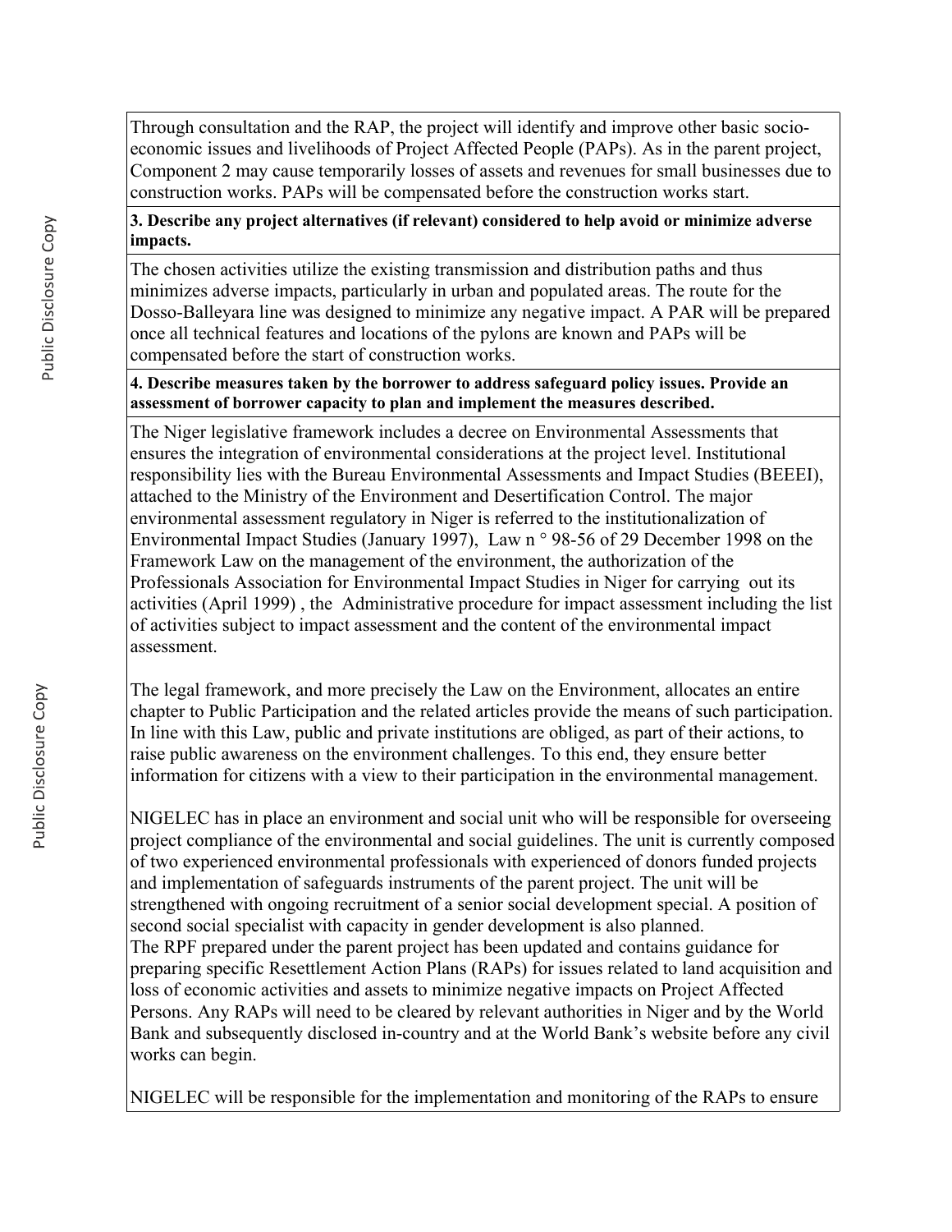Through consultation and the RAP, the project will identify and improve other basic socio-economic issues and livelihoods of Project Affected People (PAPs). As in the parent project, Component 2 may cause temporarily losses of assets and revenues for small businesses due to construction works. PAPs will be compensated before the construction works start.

**3. Describe any project alternatives (if relevant) considered to help avoid or minimize adverse impacts.**

The chosen activities utilize the existing transmission and distribution paths and thus minimizes adverse impacts, particularly in urban and populated areas. The route for the Dosso-Balleyara line was designed to minimize any negative impact. A PAR will be prepared once all technical features and locations of the pylons are known and PAPs will be compensated before the start of construction works.

**4. Describe measures taken by the borrower to address safeguard policy issues. Provide an assessment of borrower capacity to plan and implement the measures described.**

The Niger legislative framework includes a decree on Environmental Assessments that ensures the integration of environmental considerations at the project level. Institutional responsibility lies with the Bureau Environmental Assessments and Impact Studies (BEEEI), attached to the Ministry of the Environment and Desertification Control. The major environmental assessment regulatory in Niger is referred to the institutionalization of Environmental Impact Studies (January 1997), Law n ° 98-56 of 29 December 1998 on the Framework Law on the management of the environment, the authorization of the Professionals Association for Environmental Impact Studies in Niger for carrying out its activities (April 1999) , the Administrative procedure for impact assessment including the list of activities subject to impact assessment and the content of the environmental impact assessment.

The legal framework, and more precisely the Law on the Environment, allocates an entire chapter to Public Participation and the related articles provide the means of such participation. In line with this Law, public and private institutions are obliged, as part of their actions, to raise public awareness on the environment challenges. To this end, they ensure better information for citizens with a view to their participation in the environmental management.

NIGELEC has in place an environment and social unit who will be responsible for overseeing project compliance of the environmental and social guidelines. The unit is currently composed of two experienced environmental professionals with experienced of donors funded projects and implementation of safeguards instruments of the parent project. The unit will be strengthened with ongoing recruitment of a senior social development special. A position of second social specialist with capacity in gender development is also planned.
The RPF prepared under the parent project has been updated and contains guidance for preparing specific Resettlement Action Plans (RAPs) for issues related to land acquisition and loss of economic activities and assets to minimize negative impacts on Project Affected Persons. Any RAPs will need to be cleared by relevant authorities in Niger and by the World Bank and subsequently disclosed in-country and at the World Bank's website before any civil works can begin.

NIGELEC will be responsible for the implementation and monitoring of the RAPs to ensure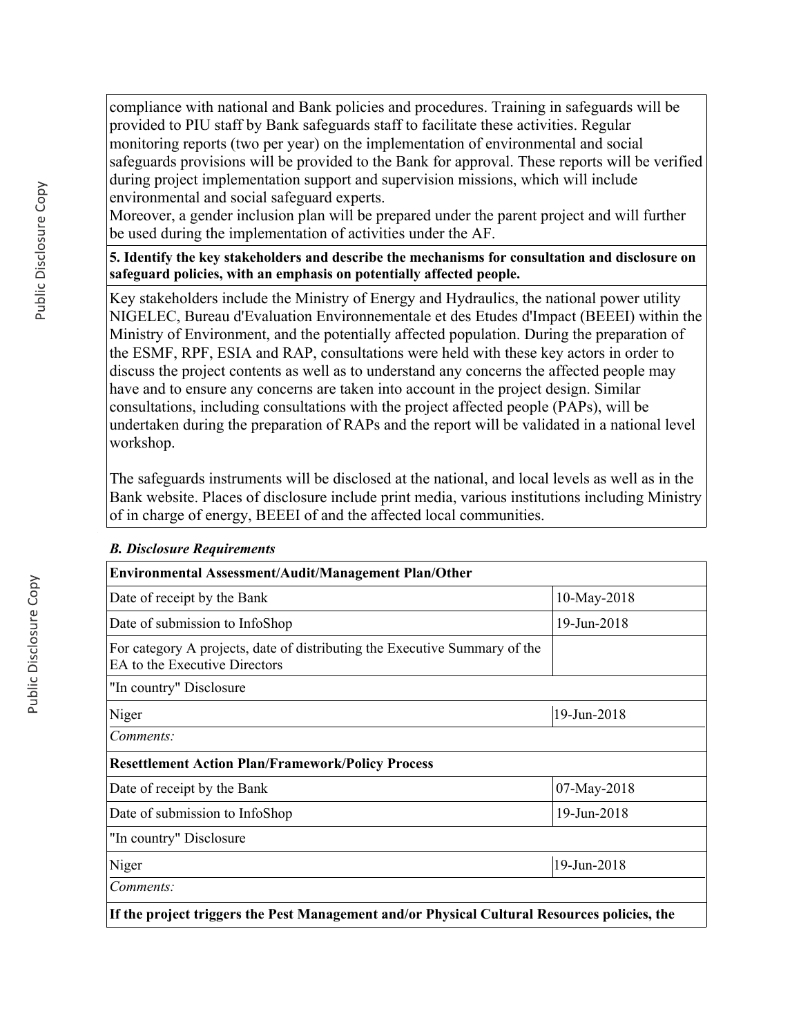compliance with national and Bank policies and procedures. Training in safeguards will be provided to PIU staff by Bank safeguards staff to facilitate these activities. Regular monitoring reports (two per year) on the implementation of environmental and social safeguards provisions will be provided to the Bank for approval. These reports will be verified during project implementation support and supervision missions, which will include environmental and social safeguard experts.
Moreover, a gender inclusion plan will be prepared under the parent project and will further be used during the implementation of activities under the AF.

**5. Identify the key stakeholders and describe the mechanisms for consultation and disclosure on safeguard policies, with an emphasis on potentially affected people.**

Key stakeholders include the Ministry of Energy and Hydraulics, the national power utility NIGELEC, Bureau d'Evaluation Environnementale et des Etudes d'Impact (BEEEI) within the Ministry of Environment, and the potentially affected population. During the preparation of the ESMF, RPF, ESIA and RAP, consultations were held with these key actors in order to discuss the project contents as well as to understand any concerns the affected people may have and to ensure any concerns are taken into account in the project design. Similar consultations, including consultations with the project affected people (PAPs), will be undertaken during the preparation of RAPs and the report will be validated in a national level workshop.

The safeguards instruments will be disclosed at the national, and local levels as well as in the Bank website. Places of disclosure include print media, various institutions including Ministry of in charge of energy, BEEEI of and the affected local communities.

***B. Disclosure Requirements***

| **Environmental Assessment/Audit/Management Plan/Other** | |
|---|---|
| Date of receipt by the Bank | 10-May-2018 |
| Date of submission to InfoShop | 19-Jun-2018 |
| For category A projects, date of distributing the Executive Summary of the EA to the Executive Directors | |
| "In country" Disclosure | |
| Niger | 19-Jun-2018 |
| *Comments:* | |
| **Resettlement Action Plan/Framework/Policy Process** | |
| Date of receipt by the Bank | 07-May-2018 |
| Date of submission to InfoShop | 19-Jun-2018 |
| "In country" Disclosure | |
| Niger | 19-Jun-2018 |
| *Comments:* | |
| **If the project triggers the Pest Management and/or Physical Cultural Resources policies, the** | |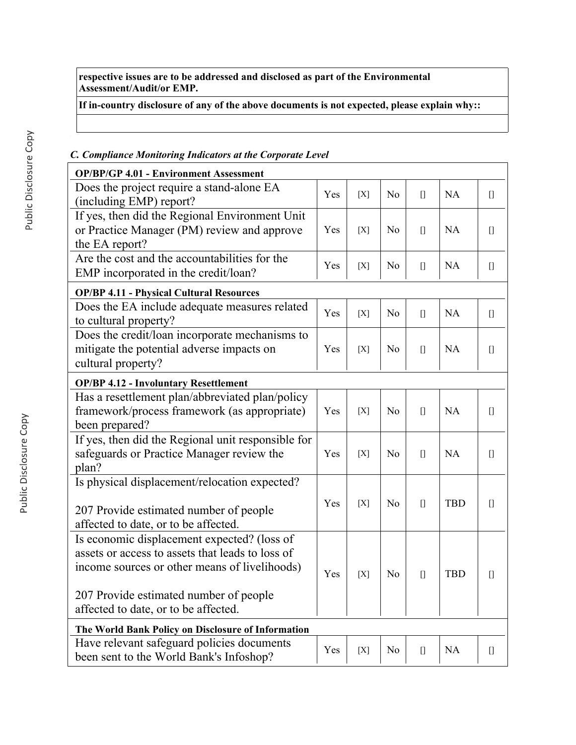| **respective issues are to be addressed and disclosed as part of the Environmental Assessment/Audit/or EMP.** |
|---|
| **If in-country disclosure of any of the above documents is not expected, please explain why::** |
| |

### *C. Compliance Monitoring Indicators at the Corporate Level*

| **OP/BP/GP 4.01 - Environment Assessment** | | | | | | |
|---|---|---|---|---|---|---|
| Does the project require a stand-alone EA (including EMP) report? | Yes | [X] | No | [] | NA | [] |
| If yes, then did the Regional Environment Unit or Practice Manager (PM) review and approve the EA report? | Yes | [X] | No | [] | NA | [] |
| Are the cost and the accountabilities for the EMP incorporated in the credit/loan? | Yes | [X] | No | [] | NA | [] |
| **OP/BP 4.11 - Physical Cultural Resources** | | | | | | |
| Does the EA include adequate measures related to cultural property? | Yes | [X] | No | [] | NA | [] |
| Does the credit/loan incorporate mechanisms to mitigate the potential adverse impacts on cultural property? | Yes | [X] | No | [] | NA | [] |
| **OP/BP 4.12 - Involuntary Resettlement** | | | | | | |
| Has a resettlement plan/abbreviated plan/policy framework/process framework (as appropriate) been prepared? | Yes | [X] | No | [] | NA | [] |
| If yes, then did the Regional unit responsible for safeguards or Practice Manager review the plan? | Yes | [X] | No | [] | NA | [] |
| Is physical displacement/relocation expected?<br><br>207 Provide estimated number of people affected to date, or to be affected. | Yes | [X] | No | [] | TBD | [] |
| Is economic displacement expected? (loss of assets or access to assets that leads to loss of income sources or other means of livelihoods)<br><br>207 Provide estimated number of people affected to date, or to be affected. | Yes | [X] | No | [] | TBD | [] |
| **The World Bank Policy on Disclosure of Information** | | | | | | |
| Have relevant safeguard policies documents been sent to the World Bank's Infoshop? | Yes | [X] | No | [] | NA | [] |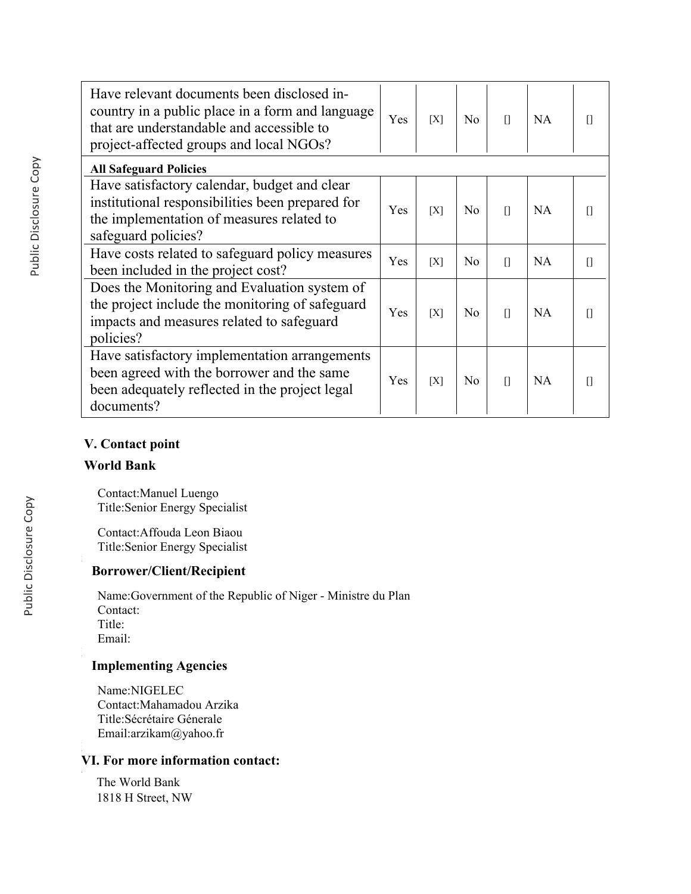| | | | | | | |
|---|---|---|---|---|---|---|
| Have relevant documents been disclosed in-country in a public place in a form and language that are understandable and accessible to project-affected groups and local NGOs? | Yes | [X] | No | [] | NA | [] |
| **All Safeguard Policies** | | | | | | |
| Have satisfactory calendar, budget and clear institutional responsibilities been prepared for the implementation of measures related to safeguard policies? | Yes | [X] | No | [] | NA | [] |
| Have costs related to safeguard policy measures been included in the project cost? | Yes | [X] | No | [] | NA | [] |
| Does the Monitoring and Evaluation system of the project include the monitoring of safeguard impacts and measures related to safeguard policies? | Yes | [X] | No | [] | NA | [] |
| Have satisfactory implementation arrangements been agreed with the borrower and the same been adequately reflected in the project legal documents? | Yes | [X] | No | [] | NA | [] |

## V. Contact point

### World Bank

Contact:Manuel Luengo
Title:Senior Energy Specialist

Contact:Affouda Leon Biaou
Title:Senior Energy Specialist

### Borrower/Client/Recipient

Name:Government of the Republic of Niger - Ministre du Plan
Contact:
Title:
Email:

### Implementing Agencies

Name:NIGELEC
Contact:Mahamadou Arzika
Title:Sécrétaire Génerale
Email:arzikam@yahoo.fr

## VI. For more information contact:

The World Bank
1818 H Street, NW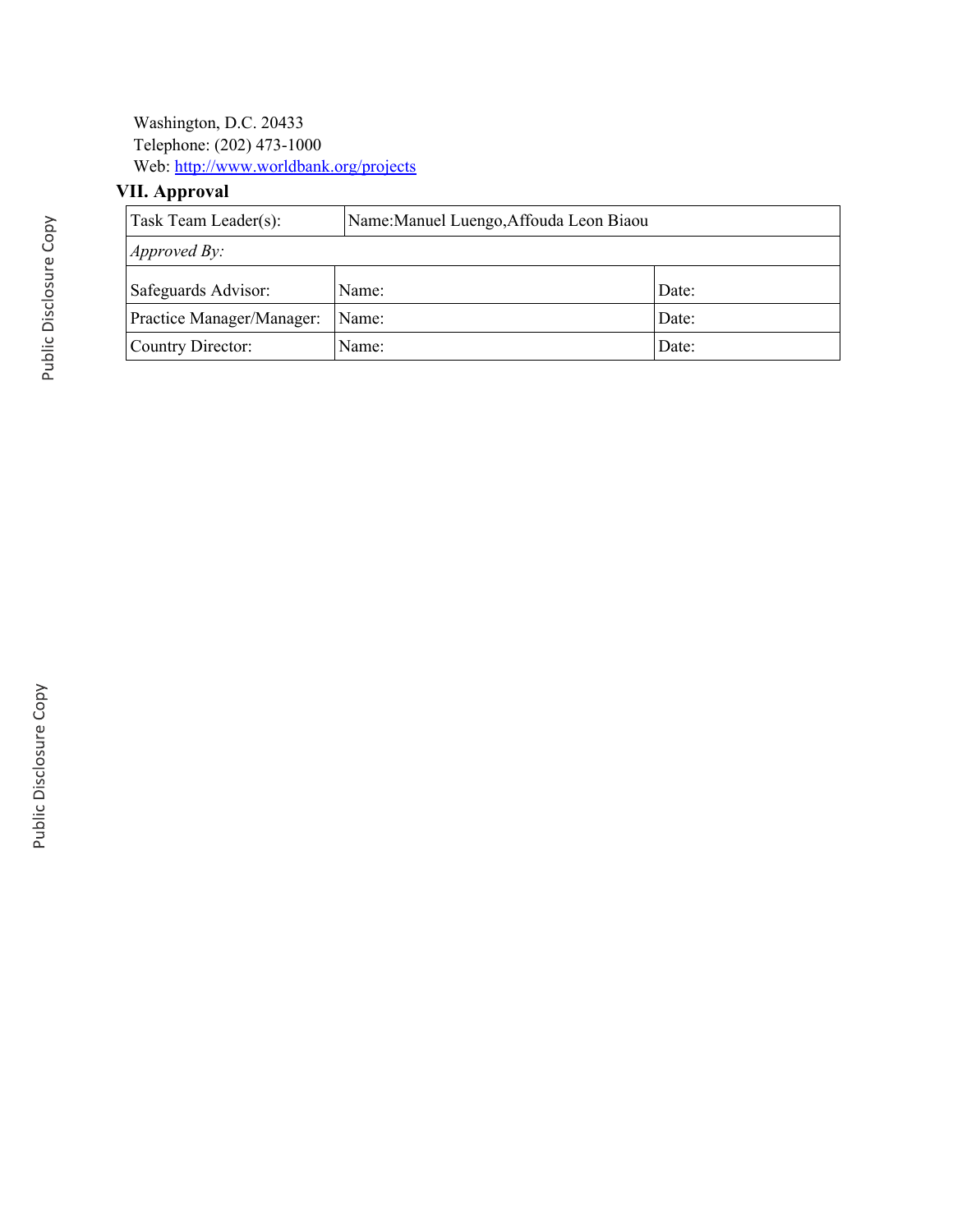Washington, D.C. 20433
Telephone: (202) 473-1000
Web: http://www.worldbank.org/projects

## VII. Approval

| | | |
|---|---|---|
| Task Team Leader(s): | Name:Manuel Luengo,Affouda Leon Biaou | |
| *Approved By:* | | |
| Safeguards Advisor: | Name: | Date: |
| Practice Manager/Manager: | Name: | Date: |
| Country Director: | Name: | Date: |